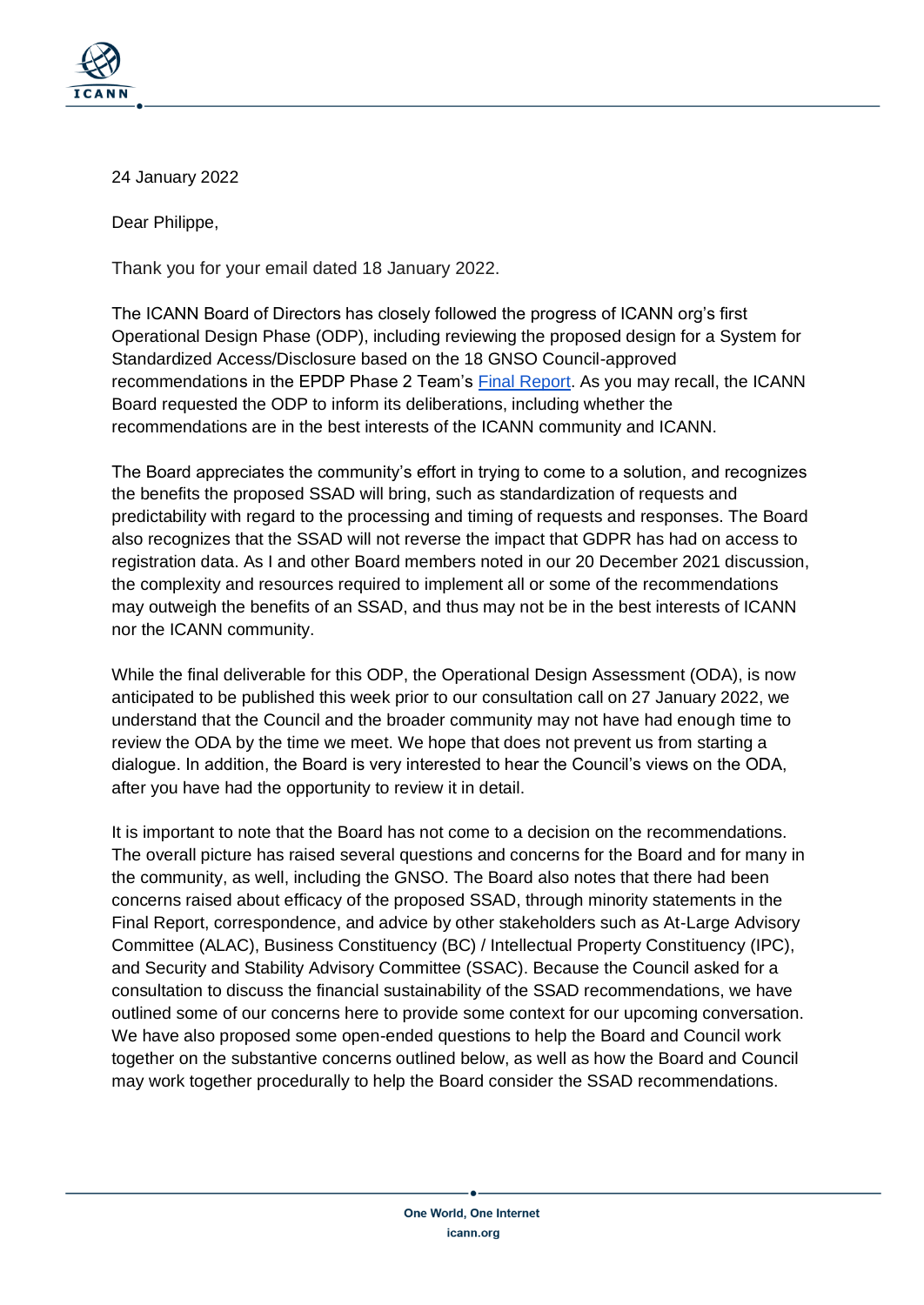24 January 2022

Dear Philippe,

Thank you for your email dated 18 January 2022.

The ICANN Board of Directors has closely followed the progress of ICANN org's first Operational Design Phase (ODP), including reviewing the proposed design for a System for Standardized Access/Disclosure based on the 18 GNSO Council-approved recommendations in the EPDP Phase 2 Team's [Final Report](). As you may recall, the ICANN Board requested the ODP to inform its deliberations, including whether the recommendations are in the best interests of the ICANN community and ICANN.

The Board appreciates the community's effort in trying to come to a solution, and recognizes the benefits the proposed SSAD will bring, such as standardization of requests and predictability with regard to the processing and timing of requests and responses. The Board also recognizes that the SSAD will not reverse the impact that GDPR has had on access to registration data. As I and other Board members noted in our 20 December 2021 discussion, the complexity and resources required to implement all or some of the recommendations may outweigh the benefits of an SSAD, and thus may not be in the best interests of ICANN nor the ICANN community.

While the final deliverable for this ODP, the Operational Design Assessment (ODA), is now anticipated to be published this week prior to our consultation call on 27 January 2022, we understand that the Council and the broader community may not have had enough time to review the ODA by the time we meet. We hope that does not prevent us from starting a dialogue. In addition, the Board is very interested to hear the Council's views on the ODA, after you have had the opportunity to review it in detail.

It is important to note that the Board has not come to a decision on the recommendations. The overall picture has raised several questions and concerns for the Board and for many in the community, as well, including the GNSO. The Board also notes that there had been concerns raised about efficacy of the proposed SSAD, through minority statements in the Final Report, correspondence, and advice by other stakeholders such as At-Large Advisory Committee (ALAC), Business Constituency (BC) / Intellectual Property Constituency (IPC), and Security and Stability Advisory Committee (SSAC). Because the Council asked for a consultation to discuss the financial sustainability of the SSAD recommendations, we have outlined some of our concerns here to provide some context for our upcoming conversation. We have also proposed some open-ended questions to help the Board and Council work together on the substantive concerns outlined below, as well as how the Board and Council may work together procedurally to help the Board consider the SSAD recommendations.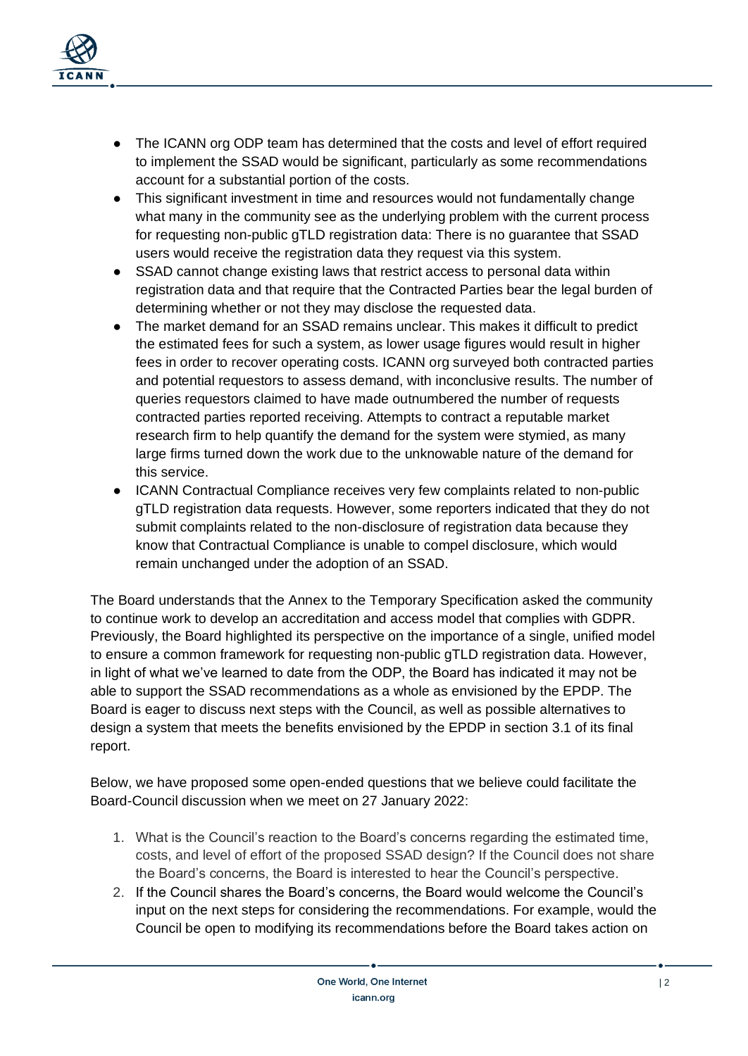- The ICANN org ODP team has determined that the costs and level of effort required to implement the SSAD would be significant, particularly as some recommendations account for a substantial portion of the costs.
- This significant investment in time and resources would not fundamentally change what many in the community see as the underlying problem with the current process for requesting non-public gTLD registration data: There is no guarantee that SSAD users would receive the registration data they request via this system.
- SSAD cannot change existing laws that restrict access to personal data within registration data and that require that the Contracted Parties bear the legal burden of determining whether or not they may disclose the requested data.
- The market demand for an SSAD remains unclear. This makes it difficult to predict the estimated fees for such a system, as lower usage figures would result in higher fees in order to recover operating costs. ICANN org surveyed both contracted parties and potential requestors to assess demand, with inconclusive results. The number of queries requestors claimed to have made outnumbered the number of requests contracted parties reported receiving. Attempts to contract a reputable market research firm to help quantify the demand for the system were stymied, as many large firms turned down the work due to the unknowable nature of the demand for this service.
- ICANN Contractual Compliance receives very few complaints related to non-public gTLD registration data requests. However, some reporters indicated that they do not submit complaints related to the non-disclosure of registration data because they know that Contractual Compliance is unable to compel disclosure, which would remain unchanged under the adoption of an SSAD.

The Board understands that the Annex to the Temporary Specification asked the community to continue work to develop an accreditation and access model that complies with GDPR. Previously, the Board highlighted its perspective on the importance of a single, unified model to ensure a common framework for requesting non-public gTLD registration data. However, in light of what we've learned to date from the ODP, the Board has indicated it may not be able to support the SSAD recommendations as a whole as envisioned by the EPDP. The Board is eager to discuss next steps with the Council, as well as possible alternatives to design a system that meets the benefits envisioned by the EPDP in section 3.1 of its final report.

Below, we have proposed some open-ended questions that we believe could facilitate the Board-Council discussion when we meet on 27 January 2022:

1. What is the Council's reaction to the Board's concerns regarding the estimated time, costs, and level of effort of the proposed SSAD design? If the Council does not share the Board's concerns, the Board is interested to hear the Council's perspective.
2. If the Council shares the Board's concerns, the Board would welcome the Council's input on the next steps for considering the recommendations. For example, would the Council be open to modifying its recommendations before the Board takes action on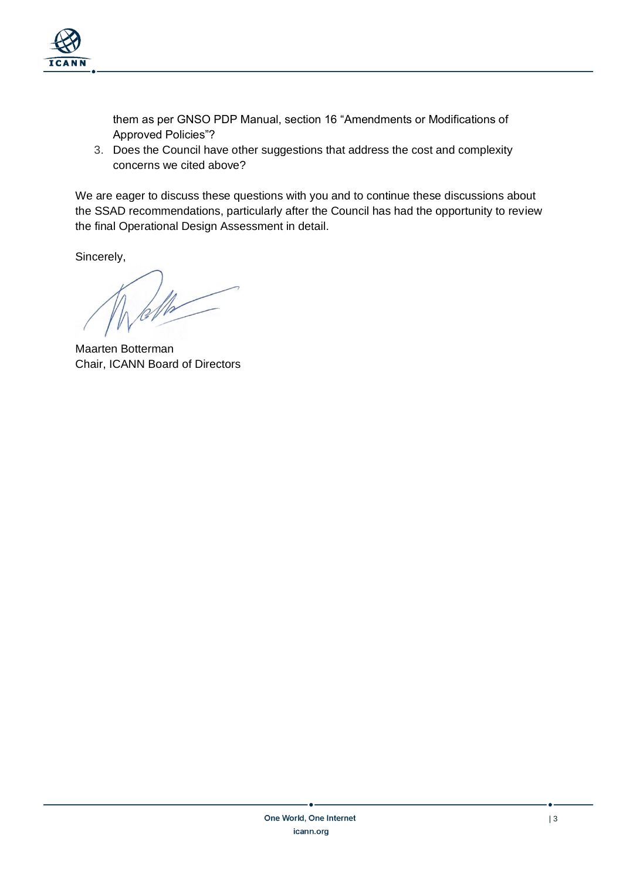them as per GNSO PDP Manual, section 16 “Amendments or Modifications of Approved Policies”?

3. Does the Council have other suggestions that address the cost and complexity concerns we cited above?

We are eager to discuss these questions with you and to continue these discussions about the SSAD recommendations, particularly after the Council has had the opportunity to review the final Operational Design Assessment in detail.

Sincerely,

Maarten Botterman
Chair, ICANN Board of Directors